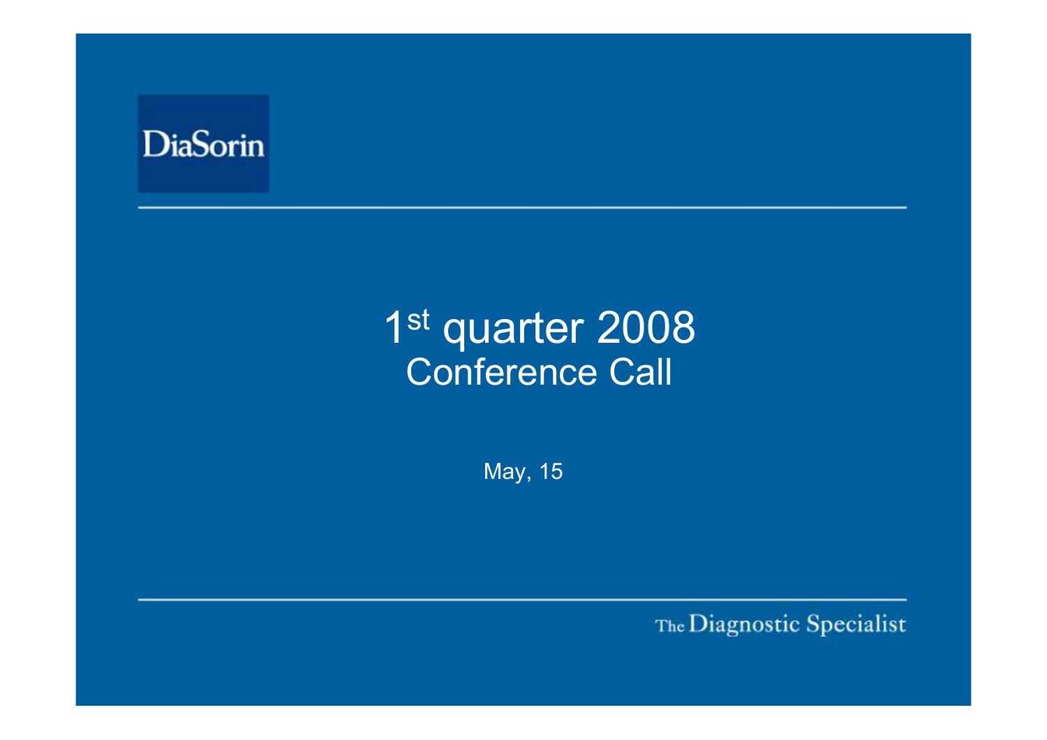DiaSorin

# 1st quarter 2008
## Conference Call

May, 15

The Diagnostic Specialist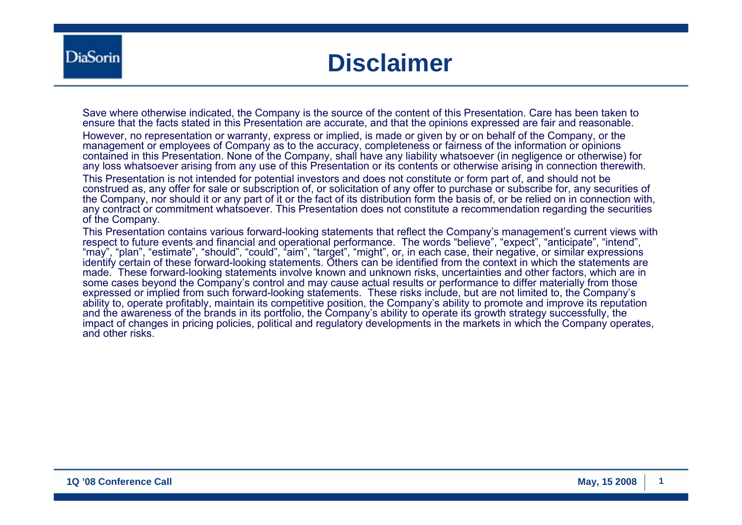# Disclaimer

Save where otherwise indicated, the Company is the source of the content of this Presentation. Care has been taken to ensure that the facts stated in this Presentation are accurate, and that the opinions expressed are fair and reasonable.

However, no representation or warranty, express or implied, is made or given by or on behalf of the Company, or the management or employees of Company as to the accuracy, completeness or fairness of the information or opinions contained in this Presentation. None of the Company, shall have any liability whatsoever (in negligence or otherwise) for any loss whatsoever arising from any use of this Presentation or its contents or otherwise arising in connection therewith.

This Presentation is not intended for potential investors and does not constitute or form part of, and should not be construed as, any offer for sale or subscription of, or solicitation of any offer to purchase or subscribe for, any securities of the Company, nor should it or any part of it or the fact of its distribution form the basis of, or be relied on in connection with, any contract or commitment whatsoever. This Presentation does not constitute a recommendation regarding the securities of the Company.

This Presentation contains various forward-looking statements that reflect the Company's management's current views with respect to future events and financial and operational performance. The words "believe", "expect", "anticipate", "intend", "may", "plan", "estimate", "should", "could", "aim", "target", "might", or, in each case, their negative, or similar expressions identify certain of these forward-looking statements. Others can be identified from the context in which the statements are made. These forward-looking statements involve known and unknown risks, uncertainties and other factors, which are in some cases beyond the Company's control and may cause actual results or performance to differ materially from those expressed or implied from such forward-looking statements. These risks include, but are not limited to, the Company's ability to, operate profitably, maintain its competitive position, the Company's ability to promote and improve its reputation and the awareness of the brands in its portfolio, the Company's ability to operate its growth strategy successfully, the impact of changes in pricing policies, political and regulatory developments in the markets in which the Company operates, and other risks.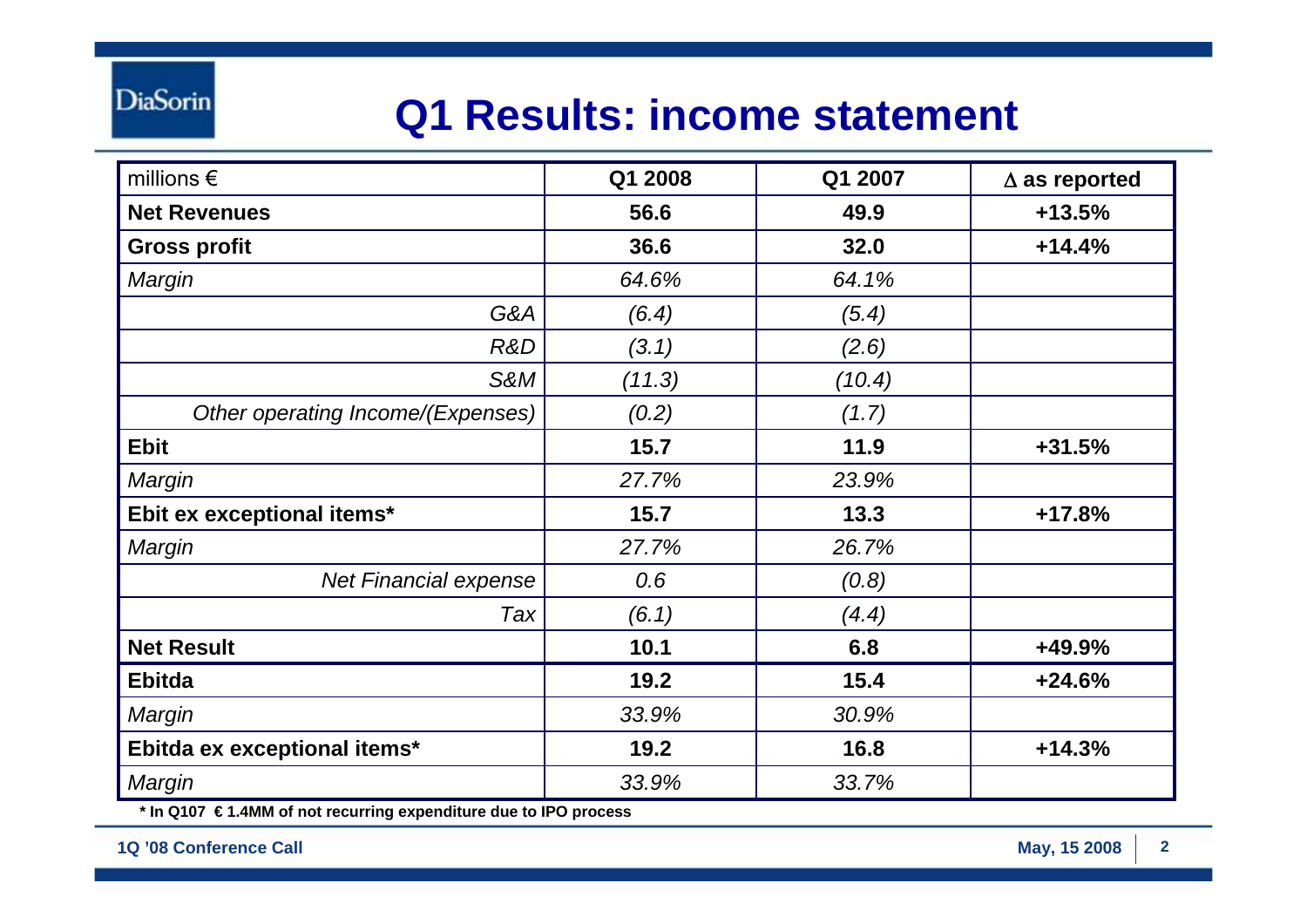# Q1 Results: income statement

| millions € | Q1 2008 | Q1 2007 | ∆ as reported |
|---|---|---|---|
| **Net Revenues** | **56.6** | **49.9** | **+13.5%** |
| **Gross profit** | **36.6** | **32.0** | **+14.4%** |
| *Margin* | *64.6%* | *64.1%* | |
| *G&A* | *(6.4)* | *(5.4)* | |
| *R&D* | *(3.1)* | *(2.6)* | |
| *S&M* | *(11.3)* | *(10.4)* | |
| *Other operating Income/(Expenses)* | *(0.2)* | *(1.7)* | |
| **Ebit** | **15.7** | **11.9** | **+31.5%** |
| *Margin* | *27.7%* | *23.9%* | |
| **Ebit ex exceptional items*** | **15.7** | **13.3** | **+17.8%** |
| *Margin* | *27.7%* | *26.7%* | |
| *Net Financial expense* | *0.6* | *(0.8)* | |
| *Tax* | *(6.1)* | *(4.4)* | |
| **Net Result** | **10.1** | **6.8** | **+49.9%** |
| **Ebitda** | **19.2** | **15.4** | **+24.6%** |
| *Margin* | *33.9%* | *30.9%* | |
| **Ebitda ex exceptional items*** | **19.2** | **16.8** | **+14.3%** |
| *Margin* | *33.9%* | *33.7%* | |

**\* In Q107 € 1.4MM of not recurring expenditure due to IPO process**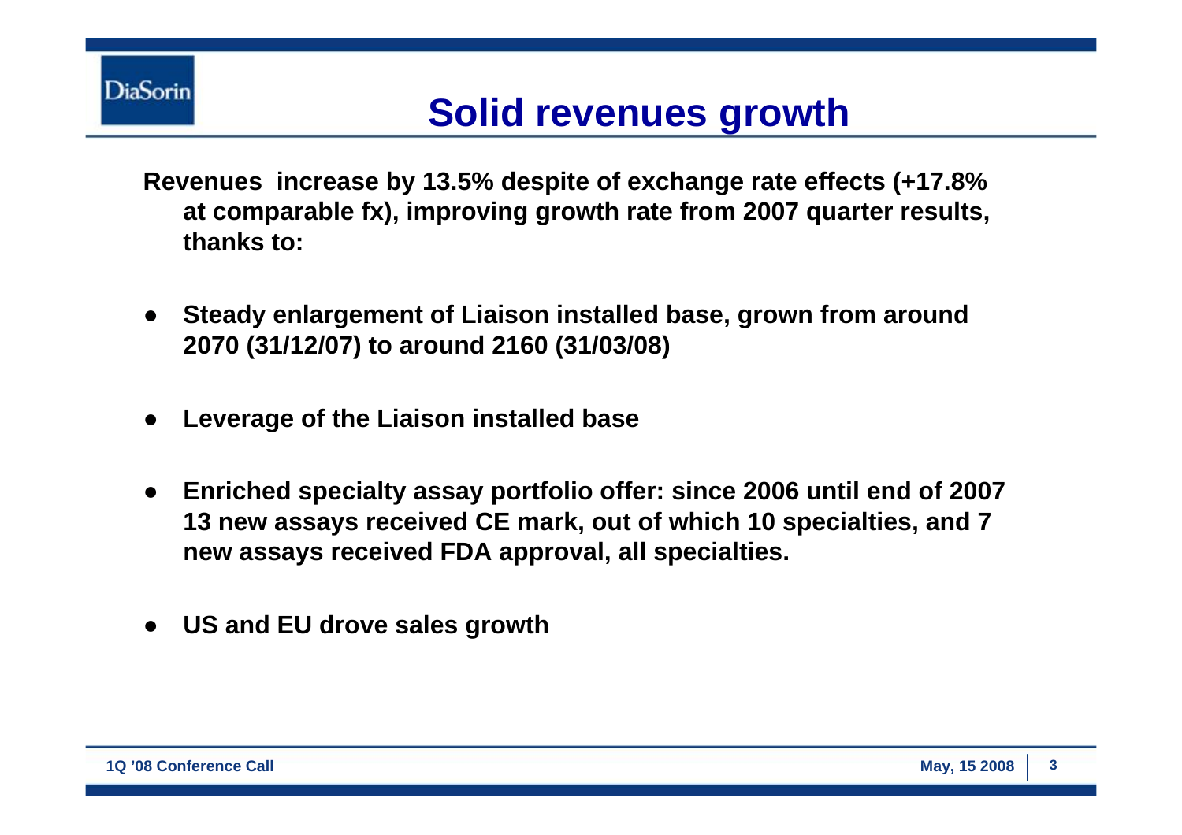# Solid revenues growth

**Revenues increase by 13.5% despite of exchange rate effects (+17.8% at comparable fx), improving growth rate from 2007 quarter results, thanks to:**

- **Steady enlargement of Liaison installed base, grown from around 2070 (31/12/07) to around 2160 (31/03/08)**
- **Leverage of the Liaison installed base**
- **Enriched specialty assay portfolio offer: since 2006 until end of 2007 13 new assays received CE mark, out of which 10 specialties, and 7 new assays received FDA approval, all specialties.**
- **US and EU drove sales growth**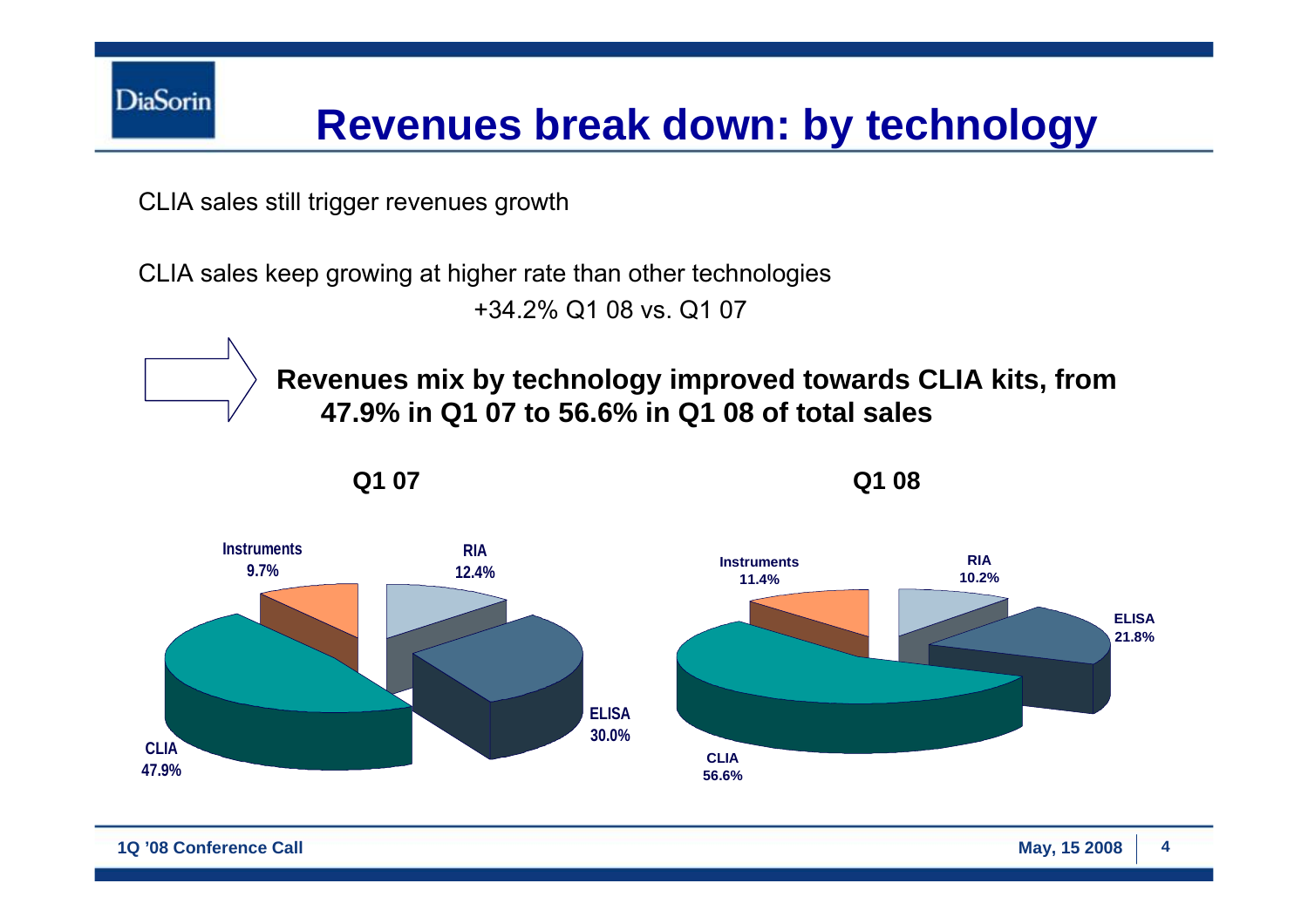# Revenues break down: by technology

CLIA sales still trigger revenues growth

CLIA sales keep growing at higher rate than other technologies

+34.2% Q1 08 vs. Q1 07

**Revenues mix by technology improved towards CLIA kits, from 47.9% in Q1 07 to 56.6% in Q1 08 of total sales**

**Q1 07**

| Technology | Share |
|---|---|
| Instruments | 9.7% |
| RIA | 12.4% |
| ELISA | 30.0% |
| CLIA | 47.9% |

**Q1 08**

| Technology | Share |
|---|---|
| Instruments | 11.4% |
| RIA | 10.2% |
| ELISA | 21.8% |
| CLIA | 56.6% |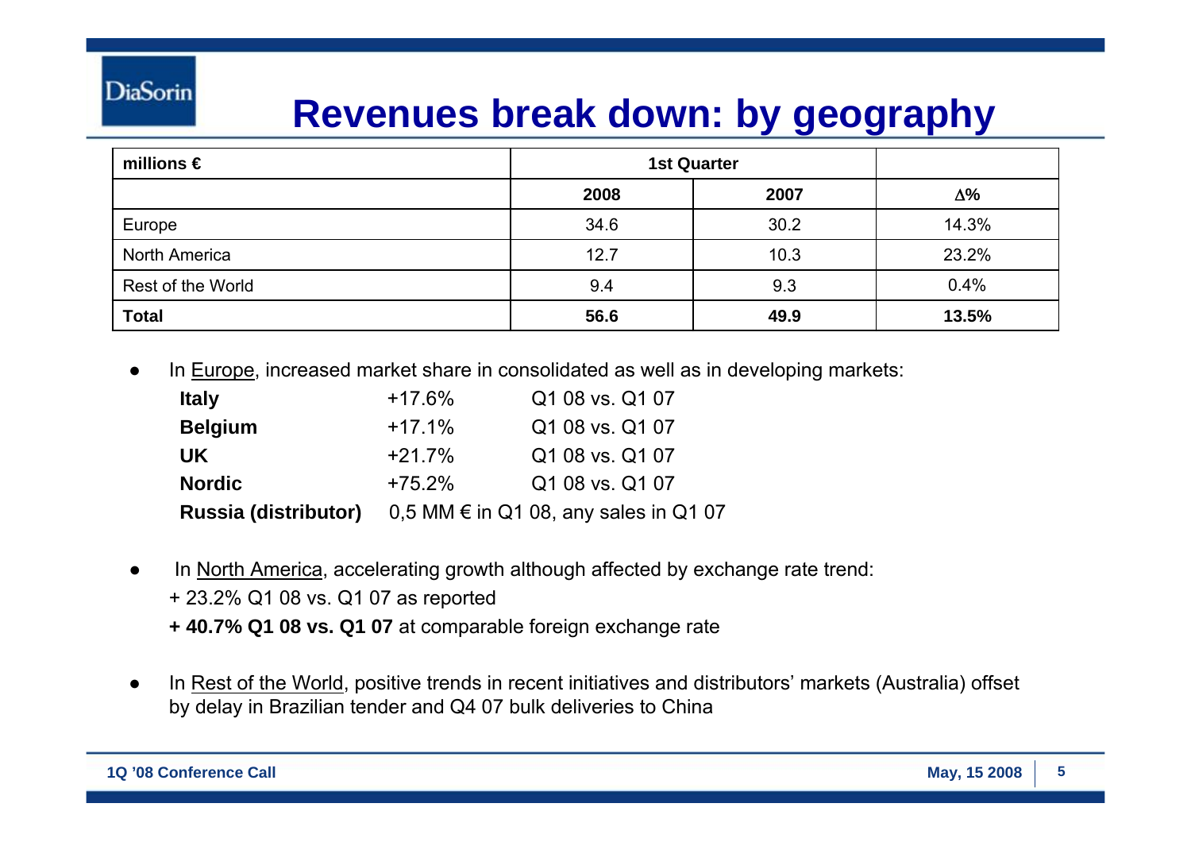# Revenues break down: by geography

| millions € | 1st Quarter | | |
|---|---|---|---|
| | 2008 | 2007 | Δ% |
| Europe | 34.6 | 30.2 | 14.3% |
| North America | 12.7 | 10.3 | 23.2% |
| Rest of the World | 9.4 | 9.3 | 0.4% |
| **Total** | **56.6** | **49.9** | **13.5%** |

- In Europe, increased market share in consolidated as well as in developing markets:

  **Italy** +17.6% Q1 08 vs. Q1 07
  **Belgium** +17.1% Q1 08 vs. Q1 07
  **UK** +21.7% Q1 08 vs. Q1 07
  **Nordic** +75.2% Q1 08 vs. Q1 07
  **Russia (distributor)** 0,5 MM € in Q1 08, any sales in Q1 07

- In North America, accelerating growth although affected by exchange rate trend:
  + 23.2% Q1 08 vs. Q1 07 as reported
  **+ 40.7% Q1 08 vs. Q1 07** at comparable foreign exchange rate

- In Rest of the World, positive trends in recent initiatives and distributors' markets (Australia) offset by delay in Brazilian tender and Q4 07 bulk deliveries to China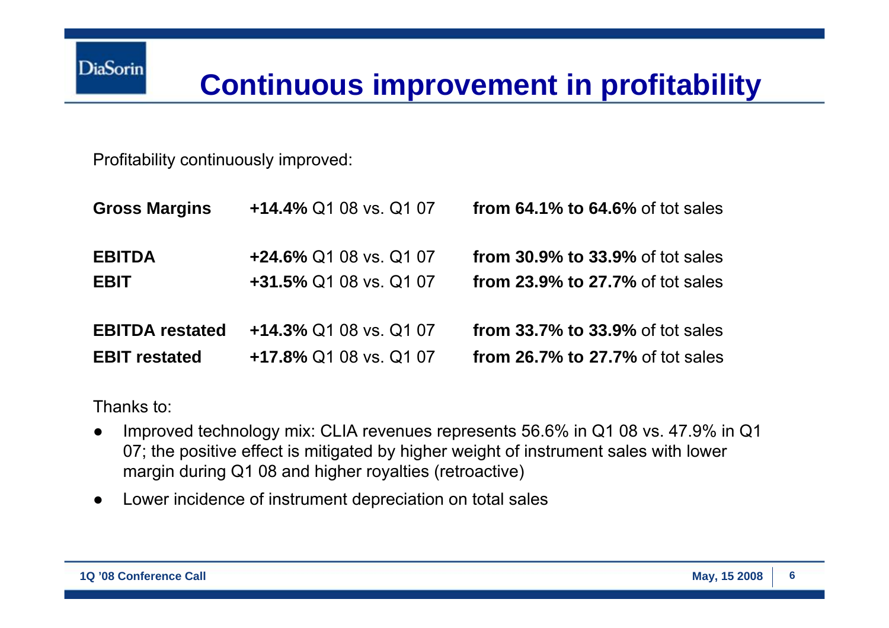# Continuous improvement in profitability

Profitability continuously improved:

| | | |
|---|---|---|
| **Gross Margins** | **+14.4%** Q1 08 vs. Q1 07 | **from 64.1% to 64.6%** of tot sales |
| **EBITDA** | **+24.6%** Q1 08 vs. Q1 07 | **from 30.9% to 33.9%** of tot sales |
| **EBIT** | **+31.5%** Q1 08 vs. Q1 07 | **from 23.9% to 27.7%** of tot sales |
| **EBITDA restated** | **+14.3%** Q1 08 vs. Q1 07 | **from 33.7% to 33.9%** of tot sales |
| **EBIT restated** | **+17.8%** Q1 08 vs. Q1 07 | **from 26.7% to 27.7%** of tot sales |

Thanks to:

- Improved technology mix: CLIA revenues represents 56.6% in Q1 08 vs. 47.9% in Q1 07; the positive effect is mitigated by higher weight of instrument sales with lower margin during Q1 08 and higher royalties (retroactive)
- Lower incidence of instrument depreciation on total sales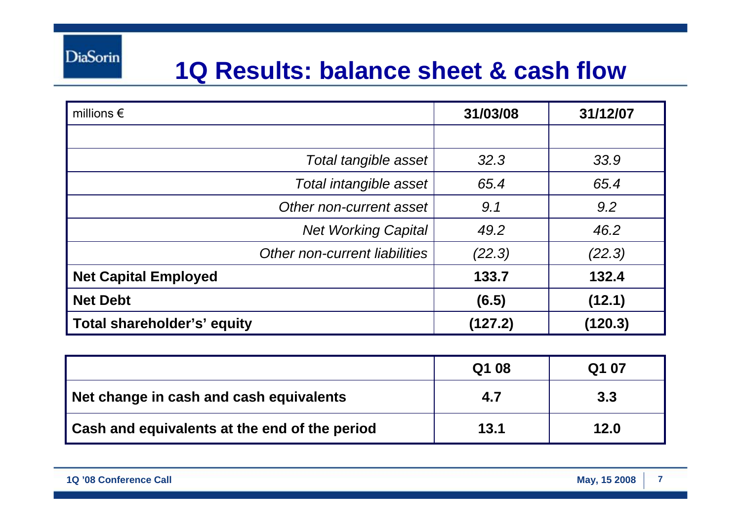# 1Q Results: balance sheet & cash flow

| millions € | 31/03/08 | 31/12/07 |
|---|---|---|
| | | |
| *Total tangible asset* | *32.3* | *33.9* |
| *Total intangible asset* | *65.4* | *65.4* |
| *Other non-current asset* | *9.1* | *9.2* |
| *Net Working Capital* | *49.2* | *46.2* |
| *Other non-current liabilities* | *(22.3)* | *(22.3)* |
| **Net Capital Employed** | **133.7** | **132.4** |
| **Net Debt** | **(6.5)** | **(12.1)** |
| **Total shareholder's' equity** | **(127.2)** | **(120.3)** |

| | Q1 08 | Q1 07 |
|---|---|---|
| **Net change in cash and cash equivalents** | **4.7** | **3.3** |
| **Cash and equivalents at the end of the period** | **13.1** | **12.0** |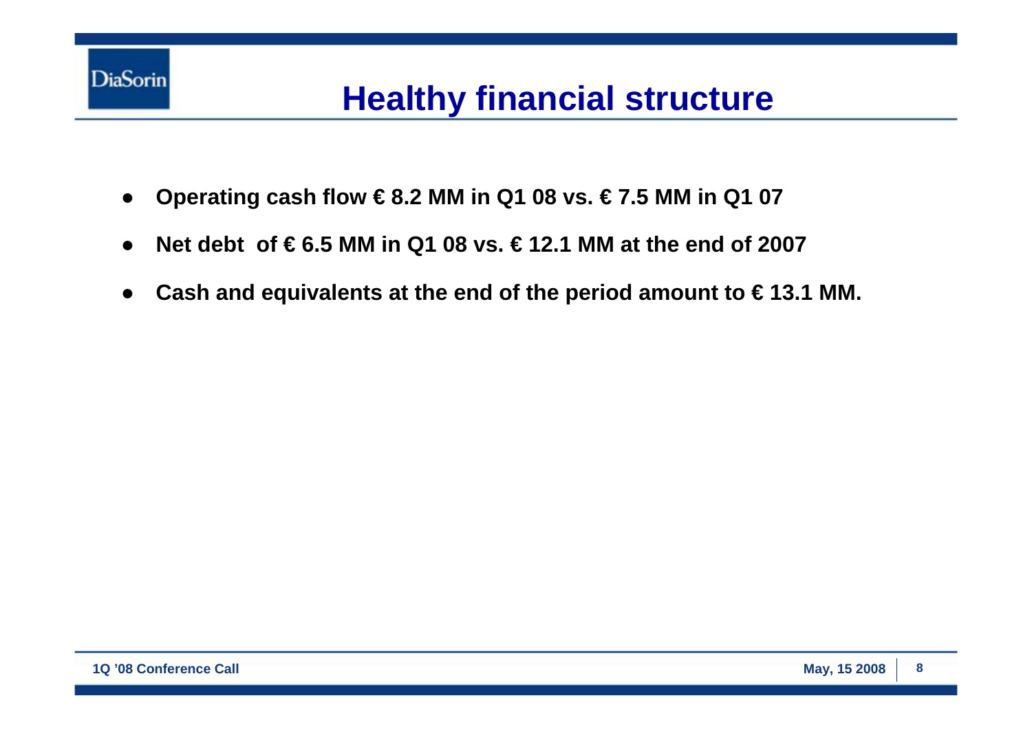# Healthy financial structure

- **Operating cash flow € 8.2 MM in Q1 08 vs. € 7.5 MM in Q1 07**
- **Net debt of € 6.5 MM in Q1 08 vs. € 12.1 MM at the end of 2007**
- **Cash and equivalents at the end of the period amount to € 13.1 MM.**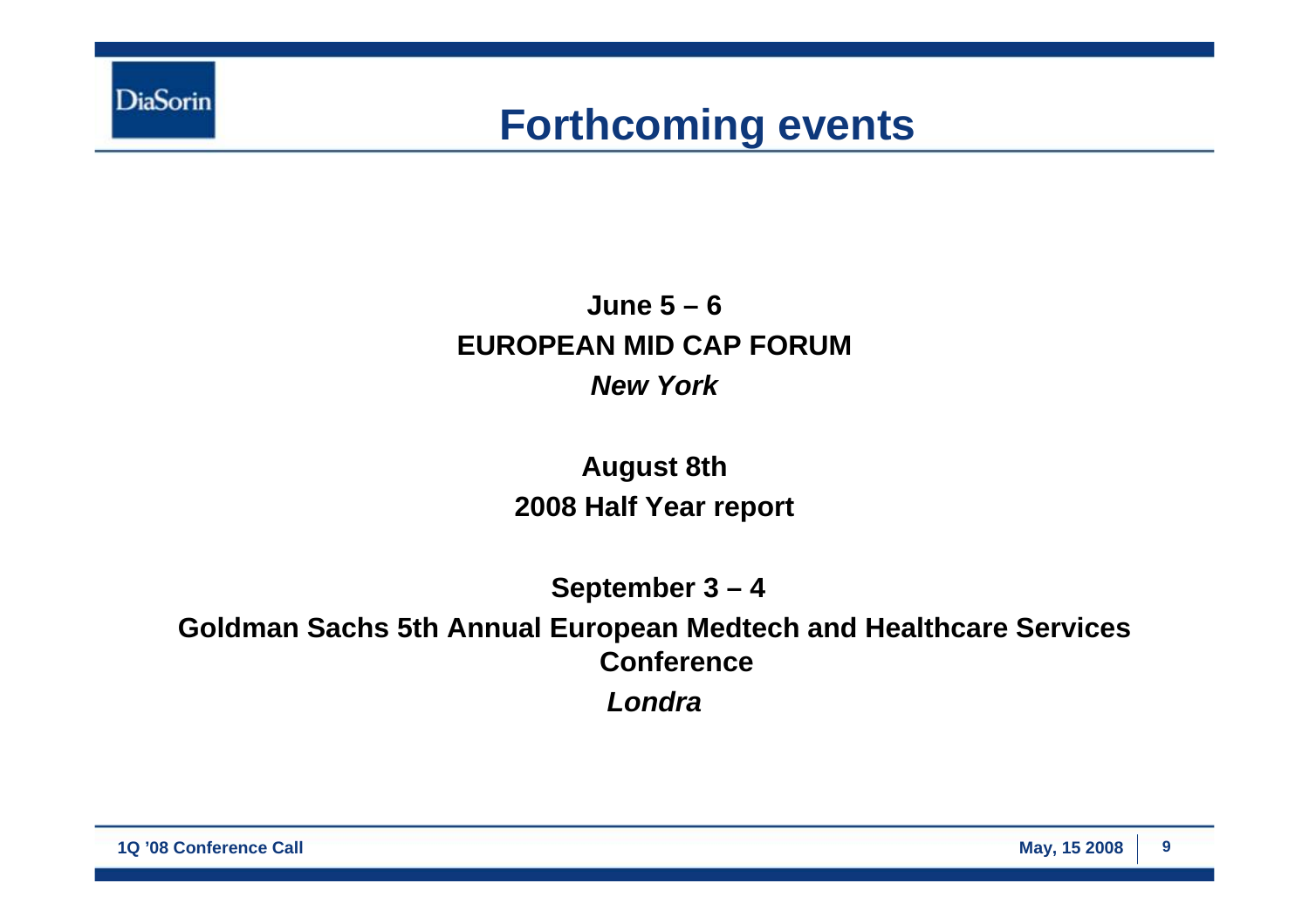# Forthcoming events

**June 5 – 6**

**EUROPEAN MID CAP FORUM**

***New York***

**August 8th**

**2008 Half Year report**

**September 3 – 4**

**Goldman Sachs 5th Annual European Medtech and Healthcare Services Conference**

***Londra***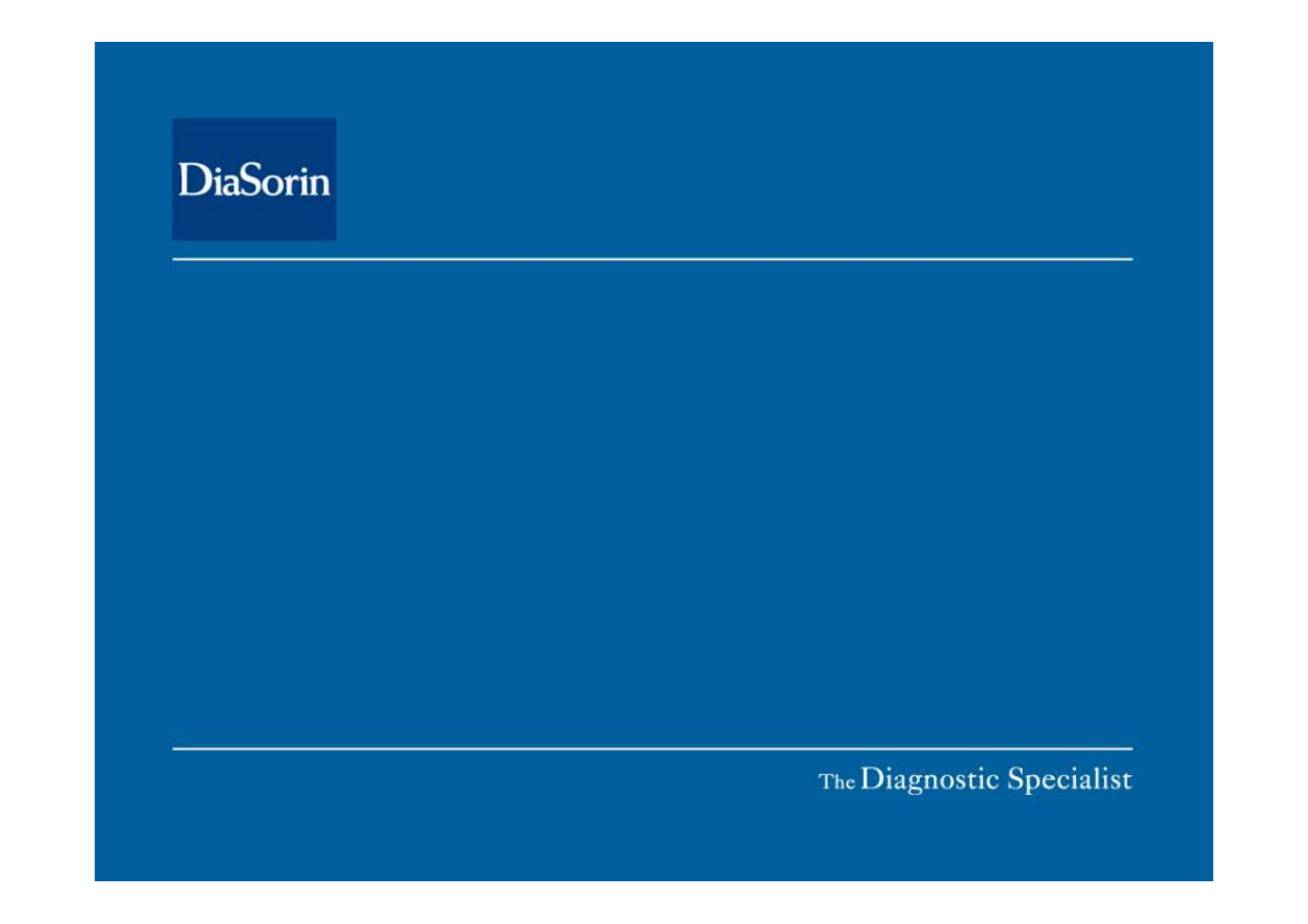DiaSorin

The Diagnostic Specialist